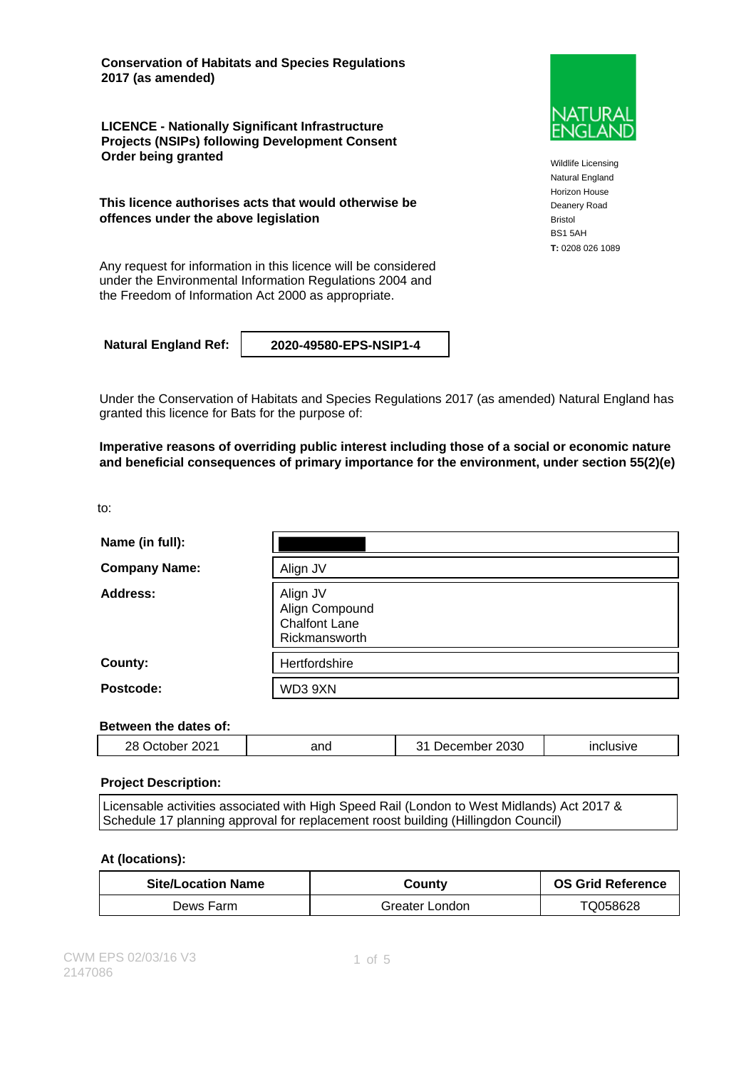**Conservation of Habitats and Species Regulations 2017 (as amended)**

**LICENCE - Nationally Significant Infrastructure Projects (NSIPs) following Development Consent Order being granted**

**This licence authorises acts that would otherwise be offences under the above legislation**

Any request for information in this licence will be considered under the Environmental Information Regulations 2004 and the Freedom of Information Act 2000 as appropriate.

NATURAL ENGLAND

Wildlife Licensing
Natural England
Horizon House
Deanery Road
Bristol
BS1 5AH
**T:** 0208 026 1089

| **Natural England Ref:** | **2020-49580-EPS-NSIP1-4** |
|---|---|

Under the Conservation of Habitats and Species Regulations 2017 (as amended) Natural England has granted this licence for Bats for the purpose of:

**Imperative reasons of overriding public interest including those of a social or economic nature and beneficial consequences of primary importance for the environment, under section 55(2)(e)**

to:

| | |
|---|---|
| **Name (in full):** | |
| **Company Name:** | Align JV |
| **Address:** | Align JV<br>Align Compound<br>Chalfont Lane<br>Rickmansworth |
| **County:** | Hertfordshire |
| **Postcode:** | WD3 9XN |

**Between the dates of:**

| 28 October 2021 | and | 31 December 2030 | inclusive |
|---|---|---|---|

**Project Description:**

Licensable activities associated with High Speed Rail (London to West Midlands) Act 2017 & Schedule 17 planning approval for replacement roost building (Hillingdon Council)

**At (locations):**

| Site/Location Name | County | OS Grid Reference |
|---|---|---|
| Dews Farm | Greater London | TQ058628 |

CWM EPS 02/03/16 V3
2147086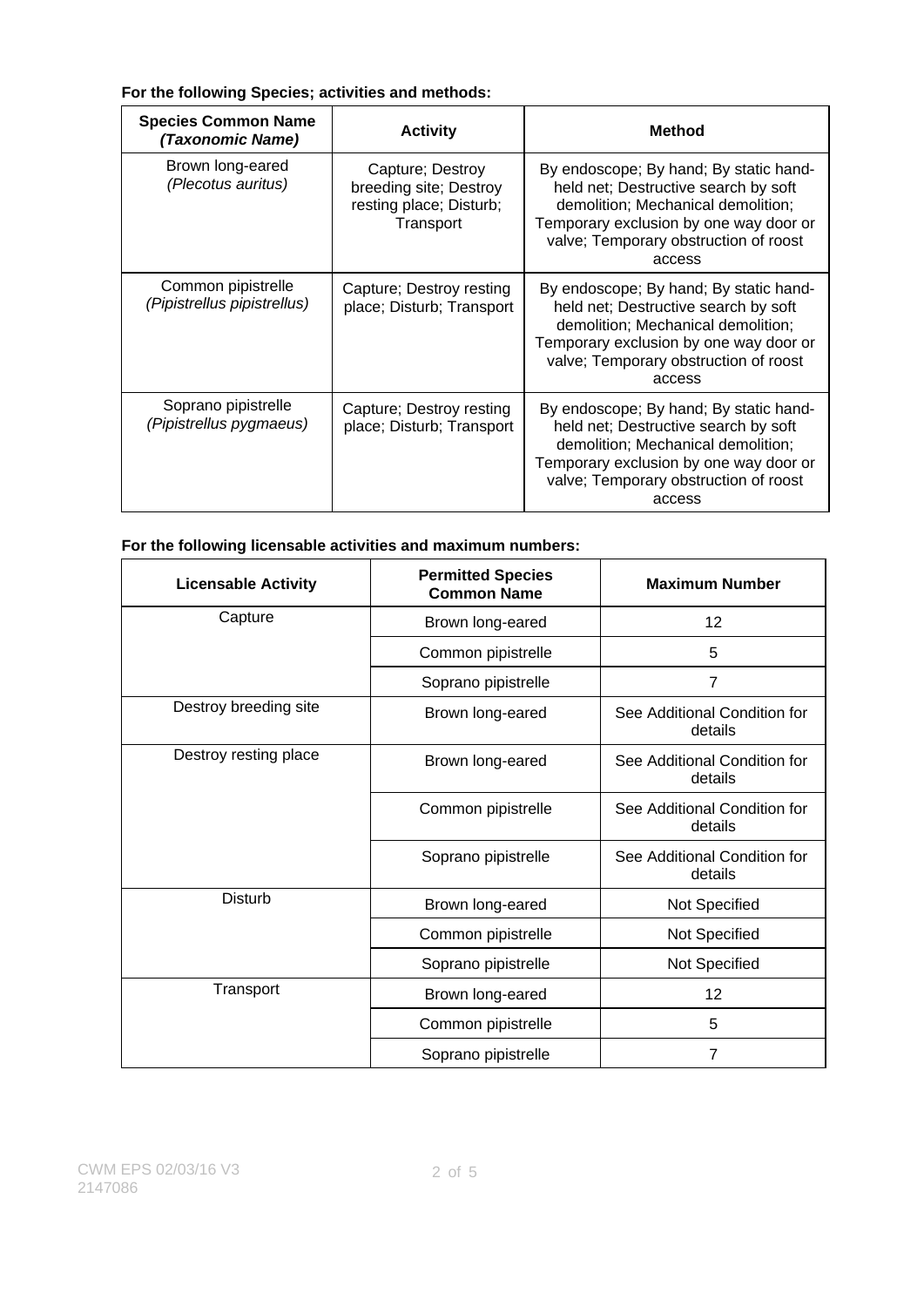**For the following Species; activities and methods:**

| **Species Common Name** ***(Taxonomic Name)*** | **Activity** | **Method** |
|---|---|---|
| Brown long-eared *(Plecotus auritus)* | Capture; Destroy breeding site; Destroy resting place; Disturb; Transport | By endoscope; By hand; By static hand-held net; Destructive search by soft demolition; Mechanical demolition; Temporary exclusion by one way door or valve; Temporary obstruction of roost access |
| Common pipistrelle *(Pipistrellus pipistrellus)* | Capture; Destroy resting place; Disturb; Transport | By endoscope; By hand; By static hand-held net; Destructive search by soft demolition; Mechanical demolition; Temporary exclusion by one way door or valve; Temporary obstruction of roost access |
| Soprano pipistrelle *(Pipistrellus pygmaeus)* | Capture; Destroy resting place; Disturb; Transport | By endoscope; By hand; By static hand-held net; Destructive search by soft demolition; Mechanical demolition; Temporary exclusion by one way door or valve; Temporary obstruction of roost access |

**For the following licensable activities and maximum numbers:**

| **Licensable Activity** | **Permitted Species Common Name** | **Maximum Number** |
|---|---|---|
| Capture | Brown long-eared | 12 |
| | Common pipistrelle | 5 |
| | Soprano pipistrelle | 7 |
| Destroy breeding site | Brown long-eared | See Additional Condition for details |
| Destroy resting place | Brown long-eared | See Additional Condition for details |
| | Common pipistrelle | See Additional Condition for details |
| | Soprano pipistrelle | See Additional Condition for details |
| Disturb | Brown long-eared | Not Specified |
| | Common pipistrelle | Not Specified |
| | Soprano pipistrelle | Not Specified |
| Transport | Brown long-eared | 12 |
| | Common pipistrelle | 5 |
| | Soprano pipistrelle | 7 |

CWM EPS 02/03/16 V3
2147086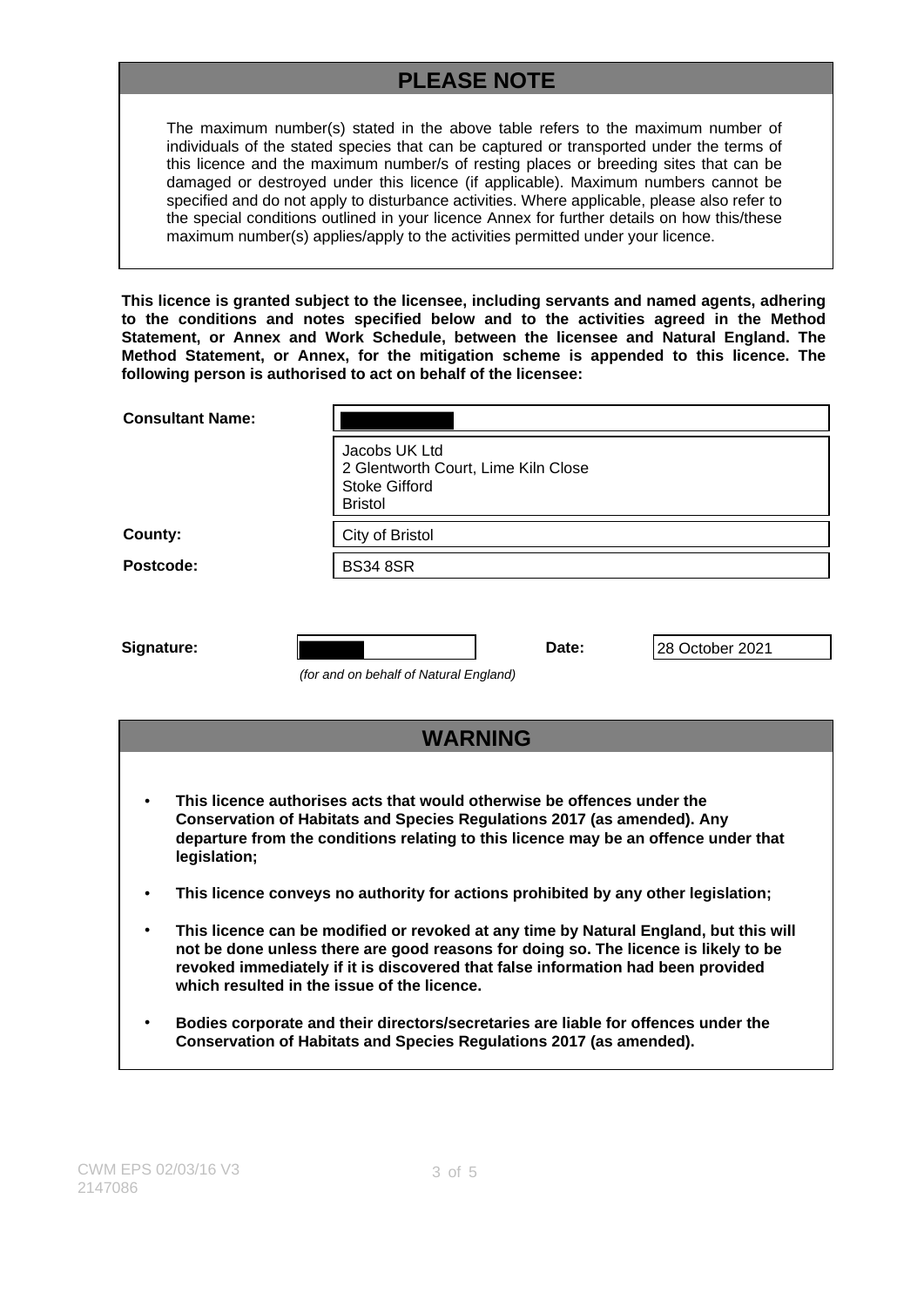## PLEASE NOTE

The maximum number(s) stated in the above table refers to the maximum number of individuals of the stated species that can be captured or transported under the terms of this licence and the maximum number/s of resting places or breeding sites that can be damaged or destroyed under this licence (if applicable). Maximum numbers cannot be specified and do not apply to disturbance activities. Where applicable, please also refer to the special conditions outlined in your licence Annex for further details on how this/these maximum number(s) applies/apply to the activities permitted under your licence.

**This licence is granted subject to the licensee, including servants and named agents, adhering to the conditions and notes specified below and to the activities agreed in the Method Statement, or Annex and Work Schedule, between the licensee and Natural England. The Method Statement, or Annex, for the mitigation scheme is appended to this licence. The following person is authorised to act on behalf of the licensee:**

| | |
|---|---|
| **Consultant Name:** | |
| | Jacobs UK Ltd<br>2 Glentworth Court, Lime Kiln Close<br>Stoke Gifford<br>Bristol |
| **County:** | City of Bristol |
| **Postcode:** | BS34 8SR |

| | | | |
|---|---|---|---|
| **Signature:** | | **Date:** | 28 October 2021 |

*(for and on behalf of Natural England)*

## WARNING

- **This licence authorises acts that would otherwise be offences under the Conservation of Habitats and Species Regulations 2017 (as amended). Any departure from the conditions relating to this licence may be an offence under that legislation;**
- **This licence conveys no authority for actions prohibited by any other legislation;**
- **This licence can be modified or revoked at any time by Natural England, but this will not be done unless there are good reasons for doing so. The licence is likely to be revoked immediately if it is discovered that false information had been provided which resulted in the issue of the licence.**
- **Bodies corporate and their directors/secretaries are liable for offences under the Conservation of Habitats and Species Regulations 2017 (as amended).**

CWM EPS 02/03/16 V3
2147086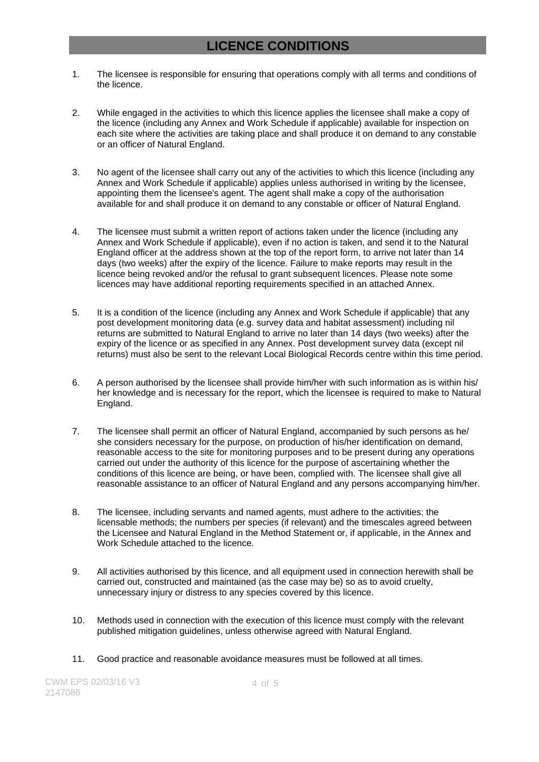# LICENCE CONDITIONS

1. The licensee is responsible for ensuring that operations comply with all terms and conditions of the licence.

2. While engaged in the activities to which this licence applies the licensee shall make a copy of the licence (including any Annex and Work Schedule if applicable) available for inspection on each site where the activities are taking place and shall produce it on demand to any constable or an officer of Natural England.

3. No agent of the licensee shall carry out any of the activities to which this licence (including any Annex and Work Schedule if applicable) applies unless authorised in writing by the licensee, appointing them the licensee's agent. The agent shall make a copy of the authorisation available for and shall produce it on demand to any constable or officer of Natural England.

4. The licensee must submit a written report of actions taken under the licence (including any Annex and Work Schedule if applicable), even if no action is taken, and send it to the Natural England officer at the address shown at the top of the report form, to arrive not later than 14 days (two weeks) after the expiry of the licence. Failure to make reports may result in the licence being revoked and/or the refusal to grant subsequent licences. Please note some licences may have additional reporting requirements specified in an attached Annex.

5. It is a condition of the licence (including any Annex and Work Schedule if applicable) that any post development monitoring data (e.g. survey data and habitat assessment) including nil returns are submitted to Natural England to arrive no later than 14 days (two weeks) after the expiry of the licence or as specified in any Annex. Post development survey data (except nil returns) must also be sent to the relevant Local Biological Records centre within this time period.

6. A person authorised by the licensee shall provide him/her with such information as is within his/her knowledge and is necessary for the report, which the licensee is required to make to Natural England.

7. The licensee shall permit an officer of Natural England, accompanied by such persons as he/she considers necessary for the purpose, on production of his/her identification on demand, reasonable access to the site for monitoring purposes and to be present during any operations carried out under the authority of this licence for the purpose of ascertaining whether the conditions of this licence are being, or have been, complied with. The licensee shall give all reasonable assistance to an officer of Natural England and any persons accompanying him/her.

8. The licensee, including servants and named agents, must adhere to the activities; the licensable methods; the numbers per species (if relevant) and the timescales agreed between the Licensee and Natural England in the Method Statement or, if applicable, in the Annex and Work Schedule attached to the licence.

9. All activities authorised by this licence, and all equipment used in connection herewith shall be carried out, constructed and maintained (as the case may be) so as to avoid cruelty, unnecessary injury or distress to any species covered by this licence.

10. Methods used in connection with the execution of this licence must comply with the relevant published mitigation guidelines, unless otherwise agreed with Natural England.

11. Good practice and reasonable avoidance measures must be followed at all times.

CWM EPS 02/03/16 V3
2147086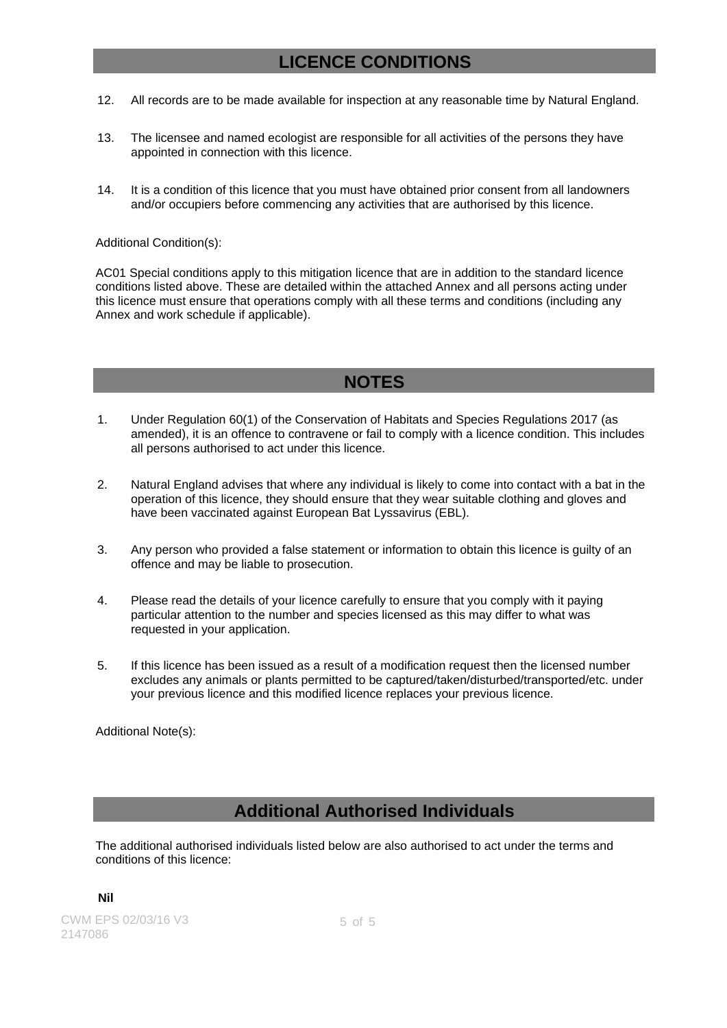## LICENCE CONDITIONS

12. All records are to be made available for inspection at any reasonable time by Natural England.

13. The licensee and named ecologist are responsible for all activities of the persons they have appointed in connection with this licence.

14. It is a condition of this licence that you must have obtained prior consent from all landowners and/or occupiers before commencing any activities that are authorised by this licence.

Additional Condition(s):

AC01 Special conditions apply to this mitigation licence that are in addition to the standard licence conditions listed above. These are detailed within the attached Annex and all persons acting under this licence must ensure that operations comply with all these terms and conditions (including any Annex and work schedule if applicable).

## NOTES

1. Under Regulation 60(1) of the Conservation of Habitats and Species Regulations 2017 (as amended), it is an offence to contravene or fail to comply with a licence condition. This includes all persons authorised to act under this licence.

2. Natural England advises that where any individual is likely to come into contact with a bat in the operation of this licence, they should ensure that they wear suitable clothing and gloves and have been vaccinated against European Bat Lyssavirus (EBL).

3. Any person who provided a false statement or information to obtain this licence is guilty of an offence and may be liable to prosecution.

4. Please read the details of your licence carefully to ensure that you comply with it paying particular attention to the number and species licensed as this may differ to what was requested in your application.

5. If this licence has been issued as a result of a modification request then the licensed number excludes any animals or plants permitted to be captured/taken/disturbed/transported/etc. under your previous licence and this modified licence replaces your previous licence.

Additional Note(s):

## Additional Authorised Individuals

The additional authorised individuals listed below are also authorised to act under the terms and conditions of this licence:

**Nil**

CWM EPS 02/03/16 V3
2147086